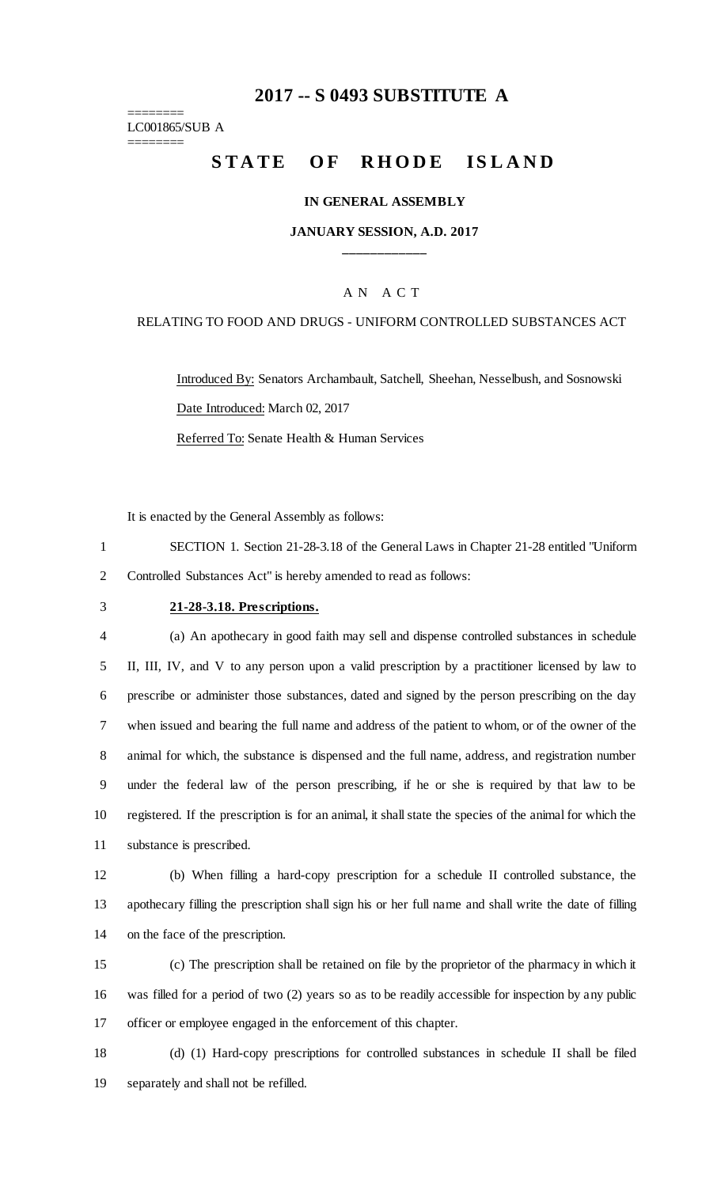# 2017 -- S 0493 SUBSTITUTE A

========
LC001865/SUB A
========

## STATE OF RHODE ISLAND

### IN GENERAL ASSEMBLY

### JANUARY SESSION, A.D. 2017

____________

A N A C T

RELATING TO FOOD AND DRUGS - UNIFORM CONTROLLED SUBSTANCES ACT

Introduced By: Senators Archambault, Satchell, Sheehan, Nesselbush, and Sosnowski

Date Introduced: March 02, 2017

Referred To: Senate Health & Human Services

It is enacted by the General Assembly as follows:

1 SECTION 1. Section 21-28-3.18 of the General Laws in Chapter 21-28 entitled "Uniform
2 Controlled Substances Act" is hereby amended to read as follows:

3 **21-28-3.18. Prescriptions.**

4 (a) An apothecary in good faith may sell and dispense controlled substances in schedule
5 II, III, IV, and V to any person upon a valid prescription by a practitioner licensed by law to
6 prescribe or administer those substances, dated and signed by the person prescribing on the day
7 when issued and bearing the full name and address of the patient to whom, or of the owner of the
8 animal for which, the substance is dispensed and the full name, address, and registration number
9 under the federal law of the person prescribing, if he or she is required by that law to be
10 registered. If the prescription is for an animal, it shall state the species of the animal for which the
11 substance is prescribed.

12 (b) When filling a hard-copy prescription for a schedule II controlled substance, the
13 apothecary filling the prescription shall sign his or her full name and shall write the date of filling
14 on the face of the prescription.

15 (c) The prescription shall be retained on file by the proprietor of the pharmacy in which it
16 was filled for a period of two (2) years so as to be readily accessible for inspection by any public
17 officer or employee engaged in the enforcement of this chapter.

18 (d) (1) Hard-copy prescriptions for controlled substances in schedule II shall be filed
19 separately and shall not be refilled.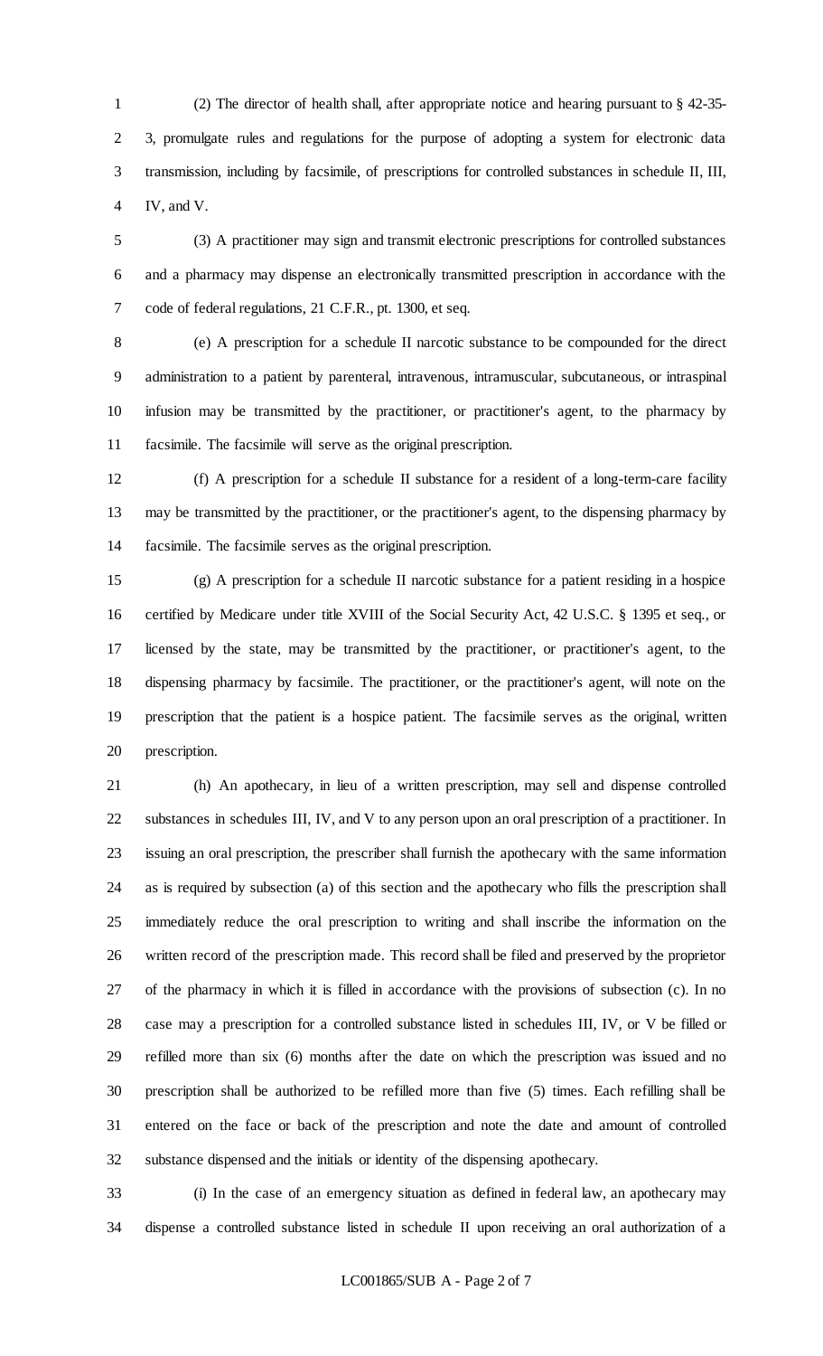(2) The director of health shall, after appropriate notice and hearing pursuant to § 42-35-3, promulgate rules and regulations for the purpose of adopting a system for electronic data transmission, including by facsimile, of prescriptions for controlled substances in schedule II, III, IV, and V.

(3) A practitioner may sign and transmit electronic prescriptions for controlled substances and a pharmacy may dispense an electronically transmitted prescription in accordance with the code of federal regulations, 21 C.F.R., pt. 1300, et seq.

(e) A prescription for a schedule II narcotic substance to be compounded for the direct administration to a patient by parenteral, intravenous, intramuscular, subcutaneous, or intraspinal infusion may be transmitted by the practitioner, or practitioner's agent, to the pharmacy by facsimile. The facsimile will serve as the original prescription.

(f) A prescription for a schedule II substance for a resident of a long-term-care facility may be transmitted by the practitioner, or the practitioner's agent, to the dispensing pharmacy by facsimile. The facsimile serves as the original prescription.

(g) A prescription for a schedule II narcotic substance for a patient residing in a hospice certified by Medicare under title XVIII of the Social Security Act, 42 U.S.C. § 1395 et seq., or licensed by the state, may be transmitted by the practitioner, or practitioner's agent, to the dispensing pharmacy by facsimile. The practitioner, or the practitioner's agent, will note on the prescription that the patient is a hospice patient. The facsimile serves as the original, written prescription.

(h) An apothecary, in lieu of a written prescription, may sell and dispense controlled substances in schedules III, IV, and V to any person upon an oral prescription of a practitioner. In issuing an oral prescription, the prescriber shall furnish the apothecary with the same information as is required by subsection (a) of this section and the apothecary who fills the prescription shall immediately reduce the oral prescription to writing and shall inscribe the information on the written record of the prescription made. This record shall be filed and preserved by the proprietor of the pharmacy in which it is filled in accordance with the provisions of subsection (c). In no case may a prescription for a controlled substance listed in schedules III, IV, or V be filled or refilled more than six (6) months after the date on which the prescription was issued and no prescription shall be authorized to be refilled more than five (5) times. Each refilling shall be entered on the face or back of the prescription and note the date and amount of controlled substance dispensed and the initials or identity of the dispensing apothecary.

(i) In the case of an emergency situation as defined in federal law, an apothecary may dispense a controlled substance listed in schedule II upon receiving an oral authorization of a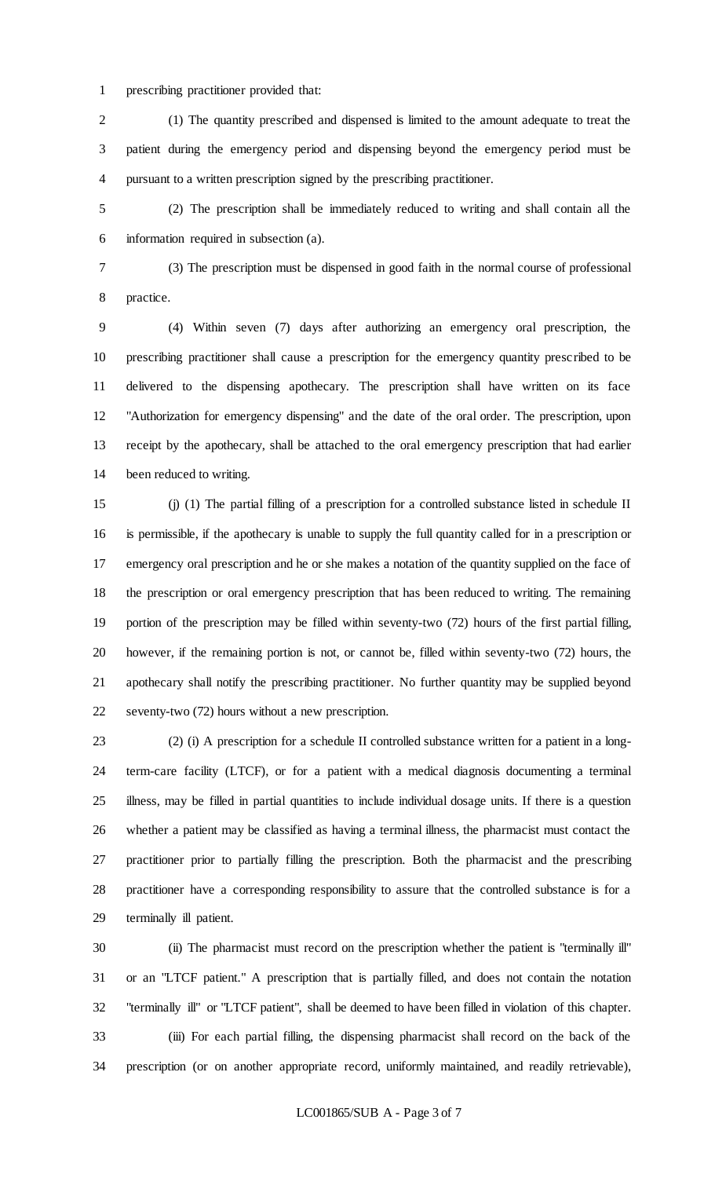prescribing practitioner provided that:

(1) The quantity prescribed and dispensed is limited to the amount adequate to treat the patient during the emergency period and dispensing beyond the emergency period must be pursuant to a written prescription signed by the prescribing practitioner.

(2) The prescription shall be immediately reduced to writing and shall contain all the information required in subsection (a).

(3) The prescription must be dispensed in good faith in the normal course of professional practice.

(4) Within seven (7) days after authorizing an emergency oral prescription, the prescribing practitioner shall cause a prescription for the emergency quantity prescribed to be delivered to the dispensing apothecary. The prescription shall have written on its face "Authorization for emergency dispensing" and the date of the oral order. The prescription, upon receipt by the apothecary, shall be attached to the oral emergency prescription that had earlier been reduced to writing.

(j) (1) The partial filling of a prescription for a controlled substance listed in schedule II is permissible, if the apothecary is unable to supply the full quantity called for in a prescription or emergency oral prescription and he or she makes a notation of the quantity supplied on the face of the prescription or oral emergency prescription that has been reduced to writing. The remaining portion of the prescription may be filled within seventy-two (72) hours of the first partial filling, however, if the remaining portion is not, or cannot be, filled within seventy-two (72) hours, the apothecary shall notify the prescribing practitioner. No further quantity may be supplied beyond seventy-two (72) hours without a new prescription.

(2) (i) A prescription for a schedule II controlled substance written for a patient in a long-term-care facility (LTCF), or for a patient with a medical diagnosis documenting a terminal illness, may be filled in partial quantities to include individual dosage units. If there is a question whether a patient may be classified as having a terminal illness, the pharmacist must contact the practitioner prior to partially filling the prescription. Both the pharmacist and the prescribing practitioner have a corresponding responsibility to assure that the controlled substance is for a terminally ill patient.

(ii) The pharmacist must record on the prescription whether the patient is "terminally ill" or an "LTCF patient." A prescription that is partially filled, and does not contain the notation "terminally ill" or "LTCF patient", shall be deemed to have been filled in violation of this chapter.

(iii) For each partial filling, the dispensing pharmacist shall record on the back of the prescription (or on another appropriate record, uniformly maintained, and readily retrievable),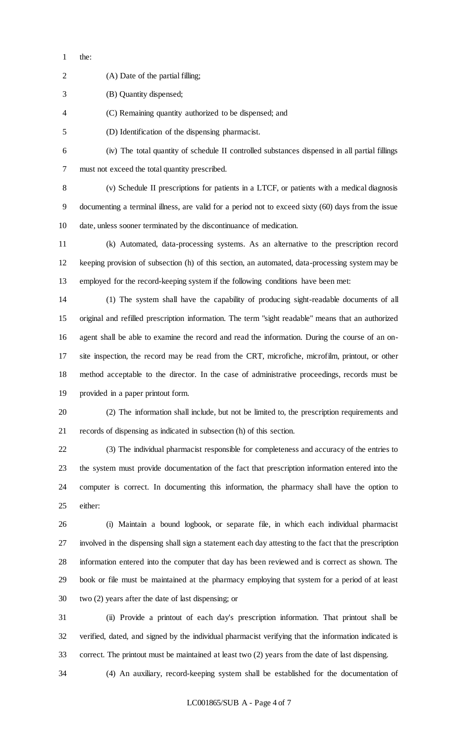the:

(A) Date of the partial filling;

(B) Quantity dispensed;

(C) Remaining quantity authorized to be dispensed; and

(D) Identification of the dispensing pharmacist.

(iv) The total quantity of schedule II controlled substances dispensed in all partial fillings must not exceed the total quantity prescribed.

(v) Schedule II prescriptions for patients in a LTCF, or patients with a medical diagnosis documenting a terminal illness, are valid for a period not to exceed sixty (60) days from the issue date, unless sooner terminated by the discontinuance of medication.

(k) Automated, data-processing systems. As an alternative to the prescription record keeping provision of subsection (h) of this section, an automated, data-processing system may be employed for the record-keeping system if the following conditions have been met:

(1) The system shall have the capability of producing sight-readable documents of all original and refilled prescription information. The term "sight readable" means that an authorized agent shall be able to examine the record and read the information. During the course of an on-site inspection, the record may be read from the CRT, microfiche, microfilm, printout, or other method acceptable to the director. In the case of administrative proceedings, records must be provided in a paper printout form.

(2) The information shall include, but not be limited to, the prescription requirements and records of dispensing as indicated in subsection (h) of this section.

(3) The individual pharmacist responsible for completeness and accuracy of the entries to the system must provide documentation of the fact that prescription information entered into the computer is correct. In documenting this information, the pharmacy shall have the option to either:

(i) Maintain a bound logbook, or separate file, in which each individual pharmacist involved in the dispensing shall sign a statement each day attesting to the fact that the prescription information entered into the computer that day has been reviewed and is correct as shown. The book or file must be maintained at the pharmacy employing that system for a period of at least two (2) years after the date of last dispensing; or

(ii) Provide a printout of each day's prescription information. That printout shall be verified, dated, and signed by the individual pharmacist verifying that the information indicated is correct. The printout must be maintained at least two (2) years from the date of last dispensing.

(4) An auxiliary, record-keeping system shall be established for the documentation of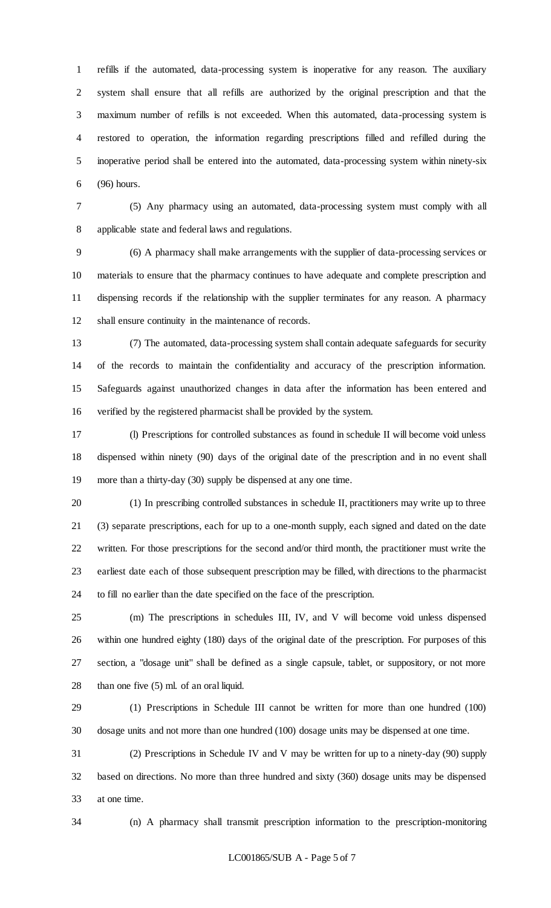refills if the automated, data-processing system is inoperative for any reason. The auxiliary system shall ensure that all refills are authorized by the original prescription and that the maximum number of refills is not exceeded. When this automated, data-processing system is restored to operation, the information regarding prescriptions filled and refilled during the inoperative period shall be entered into the automated, data-processing system within ninety-six (96) hours.

(5) Any pharmacy using an automated, data-processing system must comply with all applicable state and federal laws and regulations.

(6) A pharmacy shall make arrangements with the supplier of data-processing services or materials to ensure that the pharmacy continues to have adequate and complete prescription and dispensing records if the relationship with the supplier terminates for any reason. A pharmacy shall ensure continuity in the maintenance of records.

(7) The automated, data-processing system shall contain adequate safeguards for security of the records to maintain the confidentiality and accuracy of the prescription information. Safeguards against unauthorized changes in data after the information has been entered and verified by the registered pharmacist shall be provided by the system.

(l) Prescriptions for controlled substances as found in schedule II will become void unless dispensed within ninety (90) days of the original date of the prescription and in no event shall more than a thirty-day (30) supply be dispensed at any one time.

(1) In prescribing controlled substances in schedule II, practitioners may write up to three (3) separate prescriptions, each for up to a one-month supply, each signed and dated on the date written. For those prescriptions for the second and/or third month, the practitioner must write the earliest date each of those subsequent prescription may be filled, with directions to the pharmacist to fill no earlier than the date specified on the face of the prescription.

(m) The prescriptions in schedules III, IV, and V will become void unless dispensed within one hundred eighty (180) days of the original date of the prescription. For purposes of this section, a "dosage unit" shall be defined as a single capsule, tablet, or suppository, or not more than one five (5) ml. of an oral liquid.

(1) Prescriptions in Schedule III cannot be written for more than one hundred (100) dosage units and not more than one hundred (100) dosage units may be dispensed at one time.

(2) Prescriptions in Schedule IV and V may be written for up to a ninety-day (90) supply based on directions. No more than three hundred and sixty (360) dosage units may be dispensed at one time.

(n) A pharmacy shall transmit prescription information to the prescription-monitoring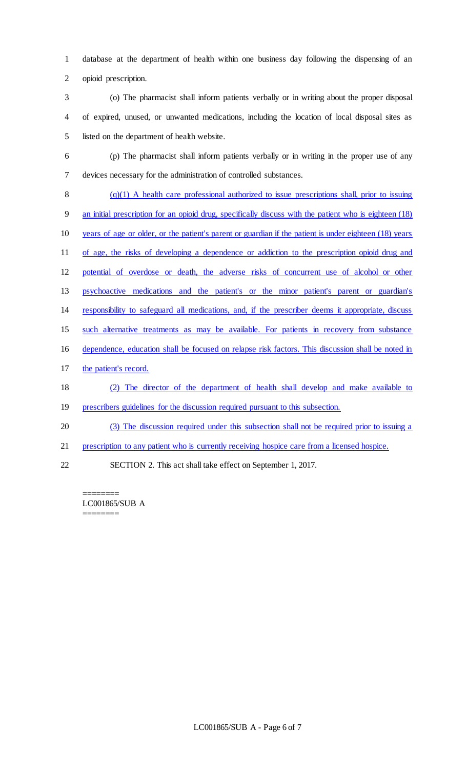database at the department of health within one business day following the dispensing of an opioid prescription.

(o) The pharmacist shall inform patients verbally or in writing about the proper disposal of expired, unused, or unwanted medications, including the location of local disposal sites as listed on the department of health website.

(p) The pharmacist shall inform patients verbally or in writing in the proper use of any devices necessary for the administration of controlled substances.

(q)(1) A health care professional authorized to issue prescriptions shall, prior to issuing an initial prescription for an opioid drug, specifically discuss with the patient who is eighteen (18) years of age or older, or the patient's parent or guardian if the patient is under eighteen (18) years of age, the risks of developing a dependence or addiction to the prescription opioid drug and potential of overdose or death, the adverse risks of concurrent use of alcohol or other psychoactive medications and the patient's or the minor patient's parent or guardian's responsibility to safeguard all medications, and, if the prescriber deems it appropriate, discuss such alternative treatments as may be available. For patients in recovery from substance dependence, education shall be focused on relapse risk factors. This discussion shall be noted in the patient's record.

(2) The director of the department of health shall develop and make available to prescribers guidelines for the discussion required pursuant to this subsection.

(3) The discussion required under this subsection shall not be required prior to issuing a prescription to any patient who is currently receiving hospice care from a licensed hospice.

SECTION 2. This act shall take effect on September 1, 2017.

========
LC001865/SUB A
========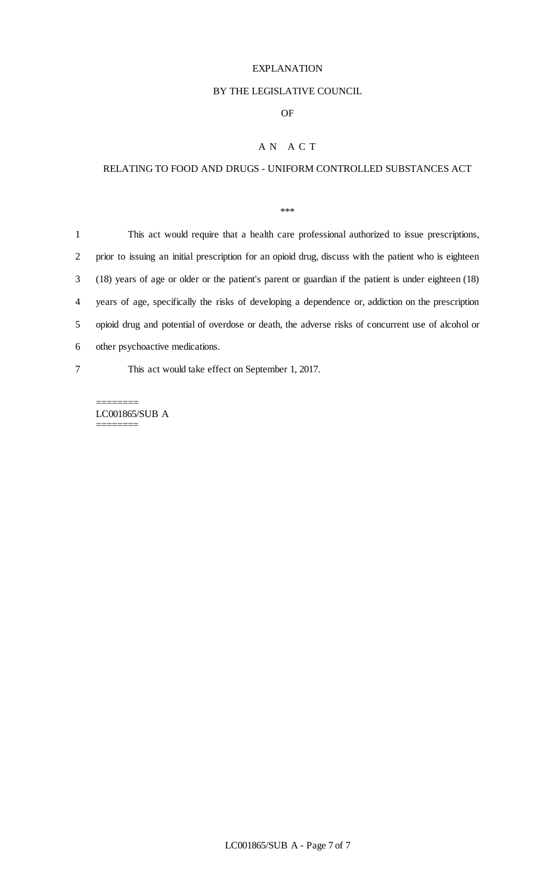EXPLANATION

BY THE LEGISLATIVE COUNCIL

OF

A N A C T

RELATING TO FOOD AND DRUGS - UNIFORM CONTROLLED SUBSTANCES ACT

\*\*\*

This act would require that a health care professional authorized to issue prescriptions, prior to issuing an initial prescription for an opioid drug, discuss with the patient who is eighteen (18) years of age or older or the patient's parent or guardian if the patient is under eighteen (18) years of age, specifically the risks of developing a dependence or, addiction on the prescription opioid drug and potential of overdose or death, the adverse risks of concurrent use of alcohol or other psychoactive medications.

This act would take effect on September 1, 2017.

========
LC001865/SUB A
========